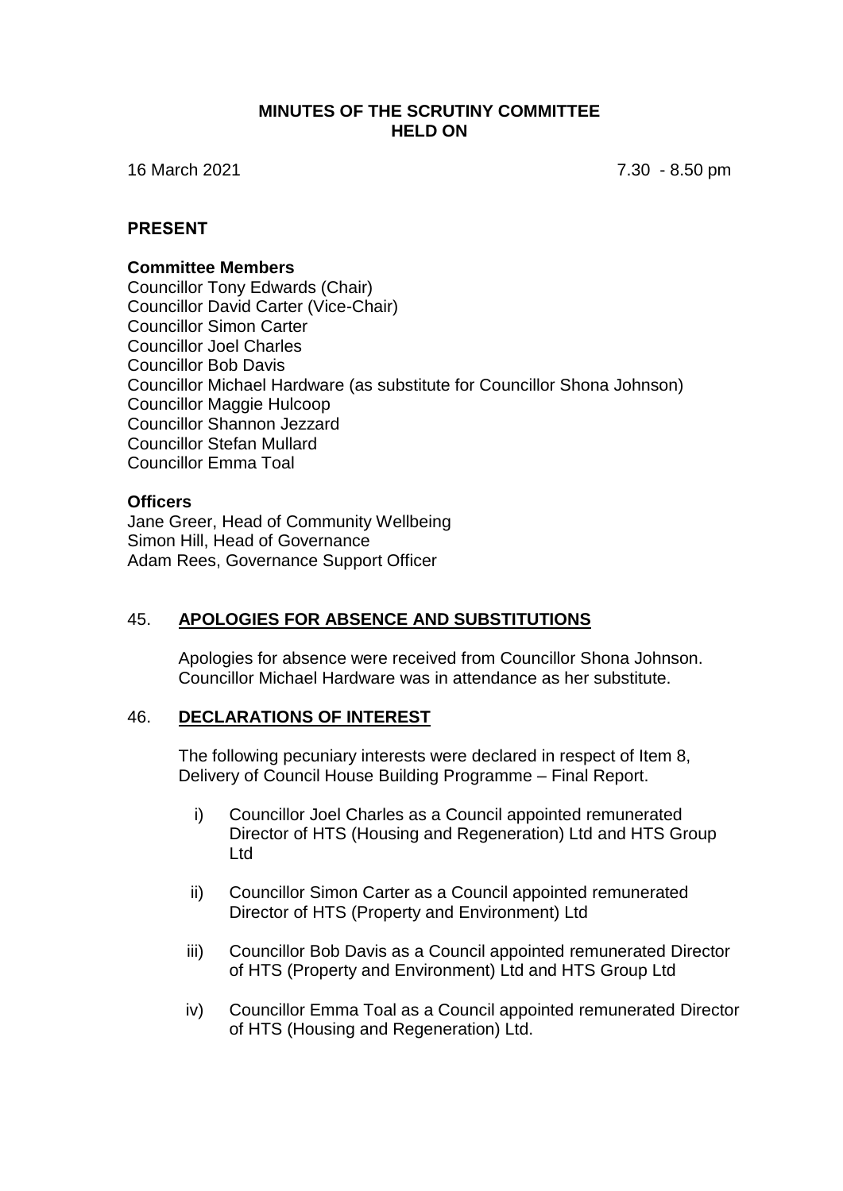# MINUTES OF THE SCRUTINY COMMITTEE HELD ON

16 March 2021 7.30 - 8.50 pm

## PRESENT

**Committee Members**
Councillor Tony Edwards (Chair)
Councillor David Carter (Vice-Chair)
Councillor Simon Carter
Councillor Joel Charles
Councillor Bob Davis
Councillor Michael Hardware (as substitute for Councillor Shona Johnson)
Councillor Maggie Hulcoop
Councillor Shannon Jezzard
Councillor Stefan Mullard
Councillor Emma Toal

**Officers**
Jane Greer, Head of Community Wellbeing
Simon Hill, Head of Governance
Adam Rees, Governance Support Officer

## 45. APOLOGIES FOR ABSENCE AND SUBSTITUTIONS

Apologies for absence were received from Councillor Shona Johnson. Councillor Michael Hardware was in attendance as her substitute.

## 46. DECLARATIONS OF INTEREST

The following pecuniary interests were declared in respect of Item 8, Delivery of Council House Building Programme – Final Report.

i) Councillor Joel Charles as a Council appointed remunerated Director of HTS (Housing and Regeneration) Ltd and HTS Group Ltd

ii) Councillor Simon Carter as a Council appointed remunerated Director of HTS (Property and Environment) Ltd

iii) Councillor Bob Davis as a Council appointed remunerated Director of HTS (Property and Environment) Ltd and HTS Group Ltd

iv) Councillor Emma Toal as a Council appointed remunerated Director of HTS (Housing and Regeneration) Ltd.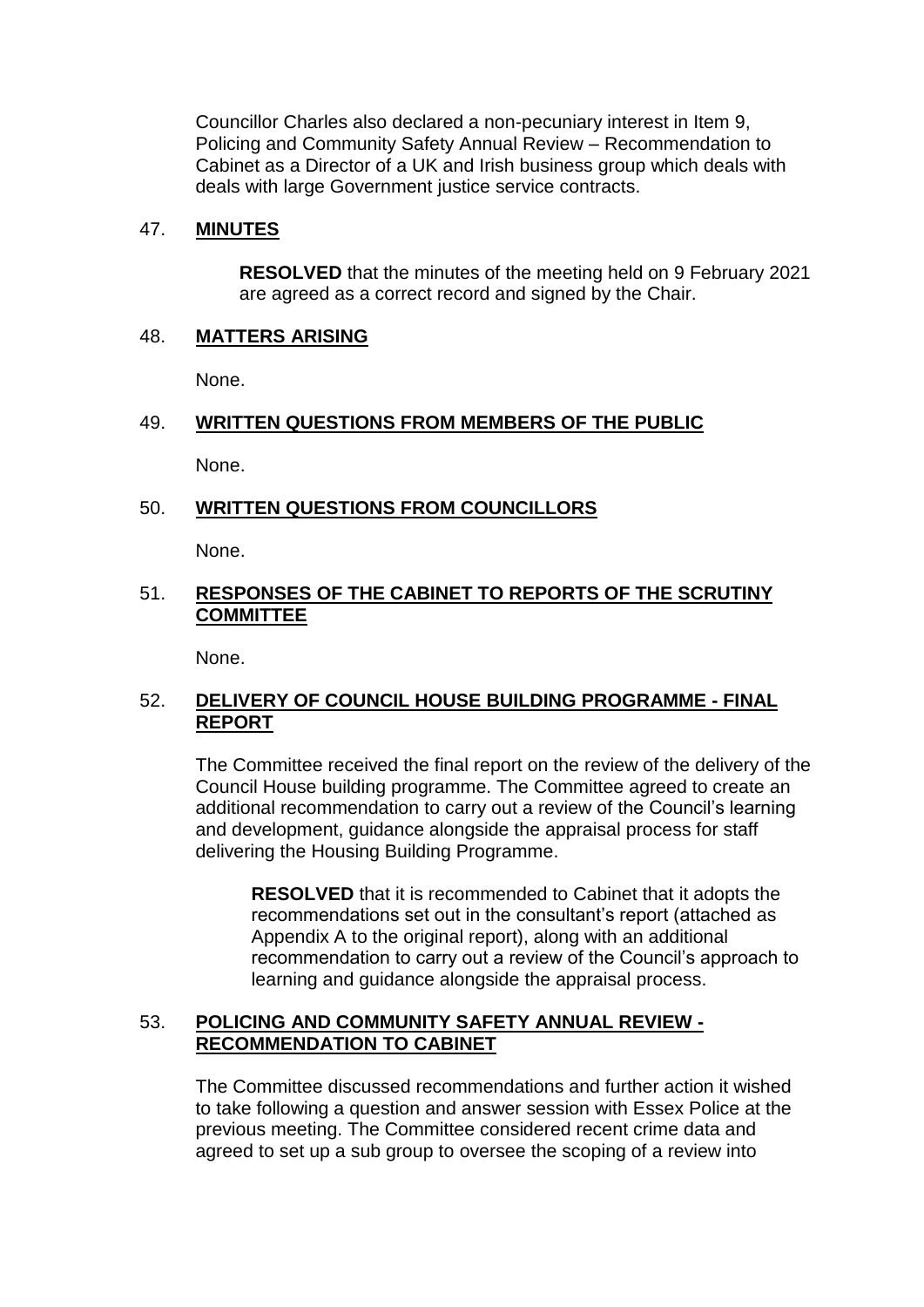Councillor Charles also declared a non-pecuniary interest in Item 9, Policing and Community Safety Annual Review – Recommendation to Cabinet as a Director of a UK and Irish business group which deals with deals with large Government justice service contracts.

## 47. **MINUTES**

**RESOLVED** that the minutes of the meeting held on 9 February 2021 are agreed as a correct record and signed by the Chair.

## 48. **MATTERS ARISING**

None.

## 49. **WRITTEN QUESTIONS FROM MEMBERS OF THE PUBLIC**

None.

## 50. **WRITTEN QUESTIONS FROM COUNCILLORS**

None.

## 51. **RESPONSES OF THE CABINET TO REPORTS OF THE SCRUTINY COMMITTEE**

None.

## 52. **DELIVERY OF COUNCIL HOUSE BUILDING PROGRAMME - FINAL REPORT**

The Committee received the final report on the review of the delivery of the Council House building programme. The Committee agreed to create an additional recommendation to carry out a review of the Council's learning and development, guidance alongside the appraisal process for staff delivering the Housing Building Programme.

**RESOLVED** that it is recommended to Cabinet that it adopts the recommendations set out in the consultant's report (attached as Appendix A to the original report), along with an additional recommendation to carry out a review of the Council's approach to learning and guidance alongside the appraisal process.

## 53. **POLICING AND COMMUNITY SAFETY ANNUAL REVIEW - RECOMMENDATION TO CABINET**

The Committee discussed recommendations and further action it wished to take following a question and answer session with Essex Police at the previous meeting. The Committee considered recent crime data and agreed to set up a sub group to oversee the scoping of a review into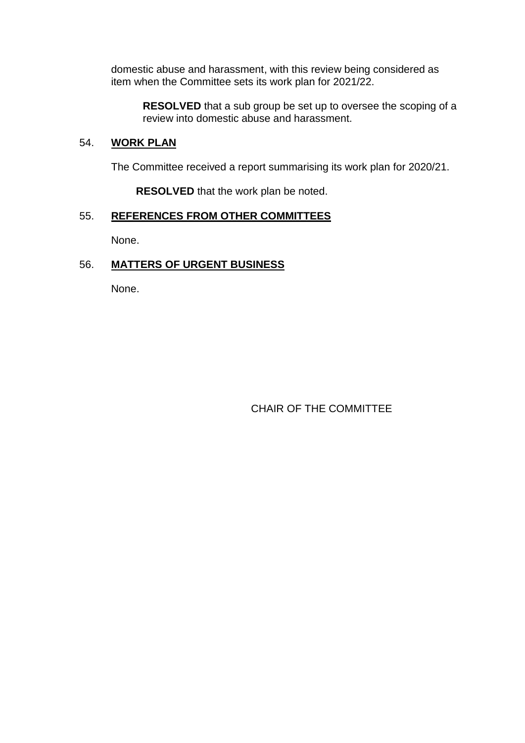domestic abuse and harassment, with this review being considered as item when the Committee sets its work plan for 2021/22.

**RESOLVED** that a sub group be set up to oversee the scoping of a review into domestic abuse and harassment.

## 54. **WORK PLAN**

The Committee received a report summarising its work plan for 2020/21.

**RESOLVED** that the work plan be noted.

## 55. **REFERENCES FROM OTHER COMMITTEES**

None.

## 56. **MATTERS OF URGENT BUSINESS**

None.

CHAIR OF THE COMMITTEE